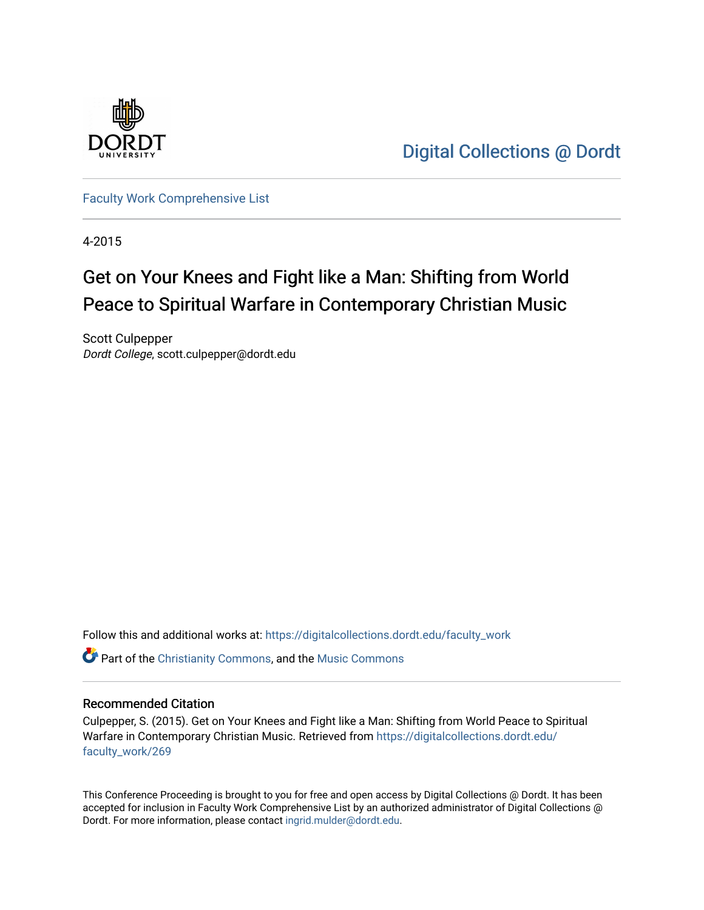Digital Collections @ Dordt

Faculty Work Comprehensive List

4-2015

# Get on Your Knees and Fight like a Man: Shifting from World Peace to Spiritual Warfare in Contemporary Christian Music

Scott Culpepper
*Dordt College*, scott.culpepper@dordt.edu

Follow this and additional works at: https://digitalcollections.dordt.edu/faculty_work

Part of the Christianity Commons, and the Music Commons

## Recommended Citation

Culpepper, S. (2015). Get on Your Knees and Fight like a Man: Shifting from World Peace to Spiritual Warfare in Contemporary Christian Music. Retrieved from https://digitalcollections.dordt.edu/faculty_work/269

This Conference Proceeding is brought to you for free and open access by Digital Collections @ Dordt. It has been accepted for inclusion in Faculty Work Comprehensive List by an authorized administrator of Digital Collections @ Dordt. For more information, please contact ingrid.mulder@dordt.edu.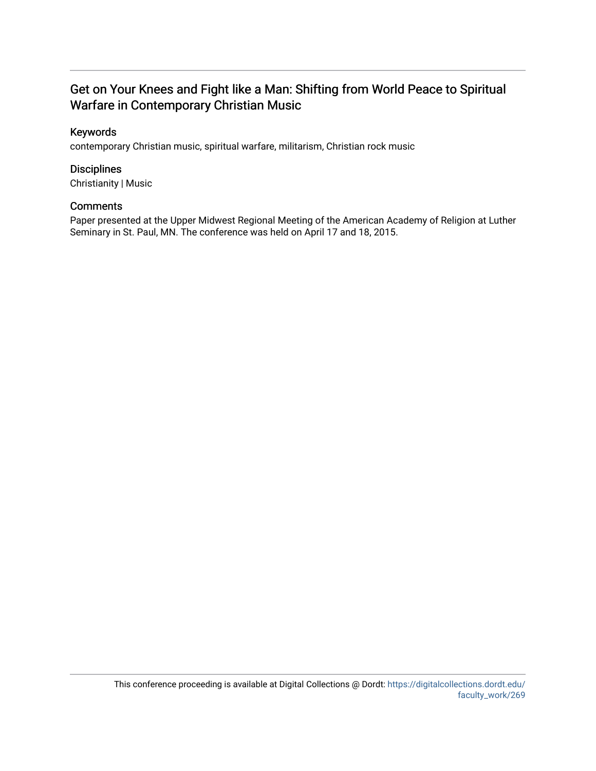# Get on Your Knees and Fight like a Man: Shifting from World Peace to Spiritual Warfare in Contemporary Christian Music

## Keywords

contemporary Christian music, spiritual warfare, militarism, Christian rock music

## Disciplines

Christianity | Music

## Comments

Paper presented at the Upper Midwest Regional Meeting of the American Academy of Religion at Luther Seminary in St. Paul, MN. The conference was held on April 17 and 18, 2015.

This conference proceeding is available at Digital Collections @ Dordt: https://digitalcollections.dordt.edu/faculty_work/269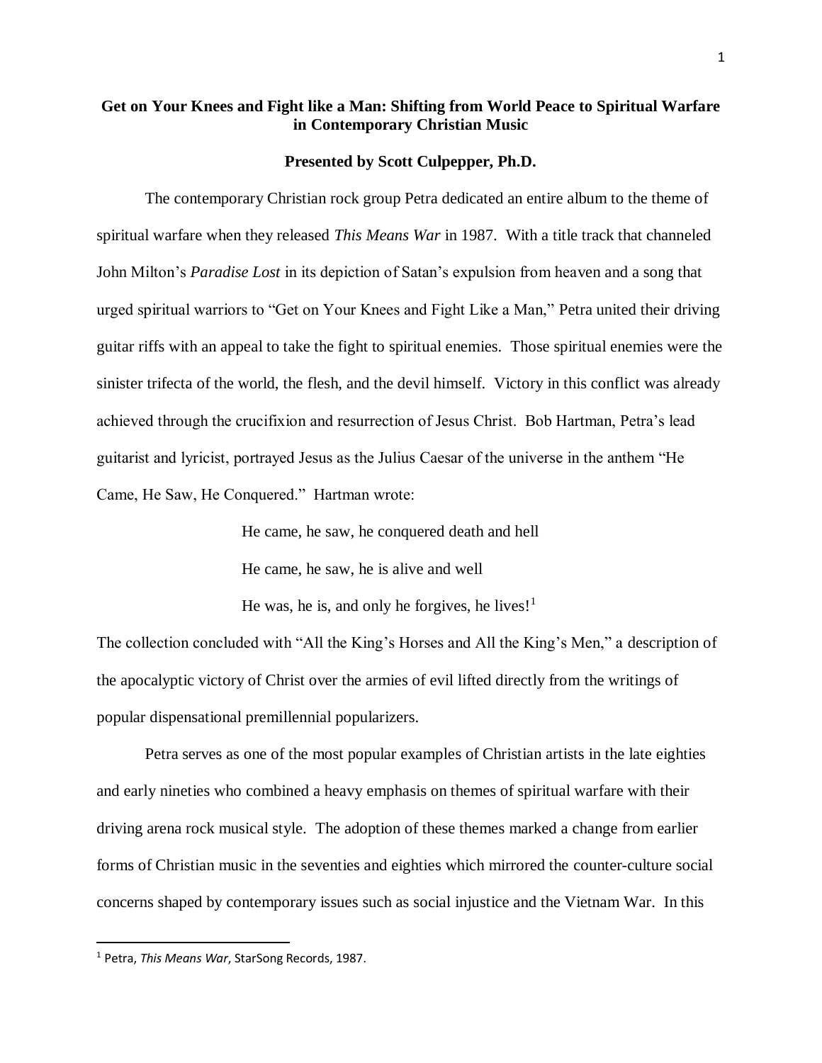# Get on Your Knees and Fight like a Man: Shifting from World Peace to Spiritual Warfare in Contemporary Christian Music

**Presented by Scott Culpepper, Ph.D.**

The contemporary Christian rock group Petra dedicated an entire album to the theme of spiritual warfare when they released *This Means War* in 1987. With a title track that channeled John Milton's *Paradise Lost* in its depiction of Satan's expulsion from heaven and a song that urged spiritual warriors to "Get on Your Knees and Fight Like a Man," Petra united their driving guitar riffs with an appeal to take the fight to spiritual enemies. Those spiritual enemies were the sinister trifecta of the world, the flesh, and the devil himself. Victory in this conflict was already achieved through the crucifixion and resurrection of Jesus Christ. Bob Hartman, Petra's lead guitarist and lyricist, portrayed Jesus as the Julius Caesar of the universe in the anthem "He Came, He Saw, He Conquered." Hartman wrote:

> He came, he saw, he conquered death and hell
> He came, he saw, he is alive and well
> He was, he is, and only he forgives, he lives![1]

The collection concluded with "All the King's Horses and All the King's Men," a description of the apocalyptic victory of Christ over the armies of evil lifted directly from the writings of popular dispensational premillennial popularizers.

Petra serves as one of the most popular examples of Christian artists in the late eighties and early nineties who combined a heavy emphasis on themes of spiritual warfare with their driving arena rock musical style. The adoption of these themes marked a change from earlier forms of Christian music in the seventies and eighties which mirrored the counter-culture social concerns shaped by contemporary issues such as social injustice and the Vietnam War. In this

---

[1] Petra, *This Means War*, StarSong Records, 1987.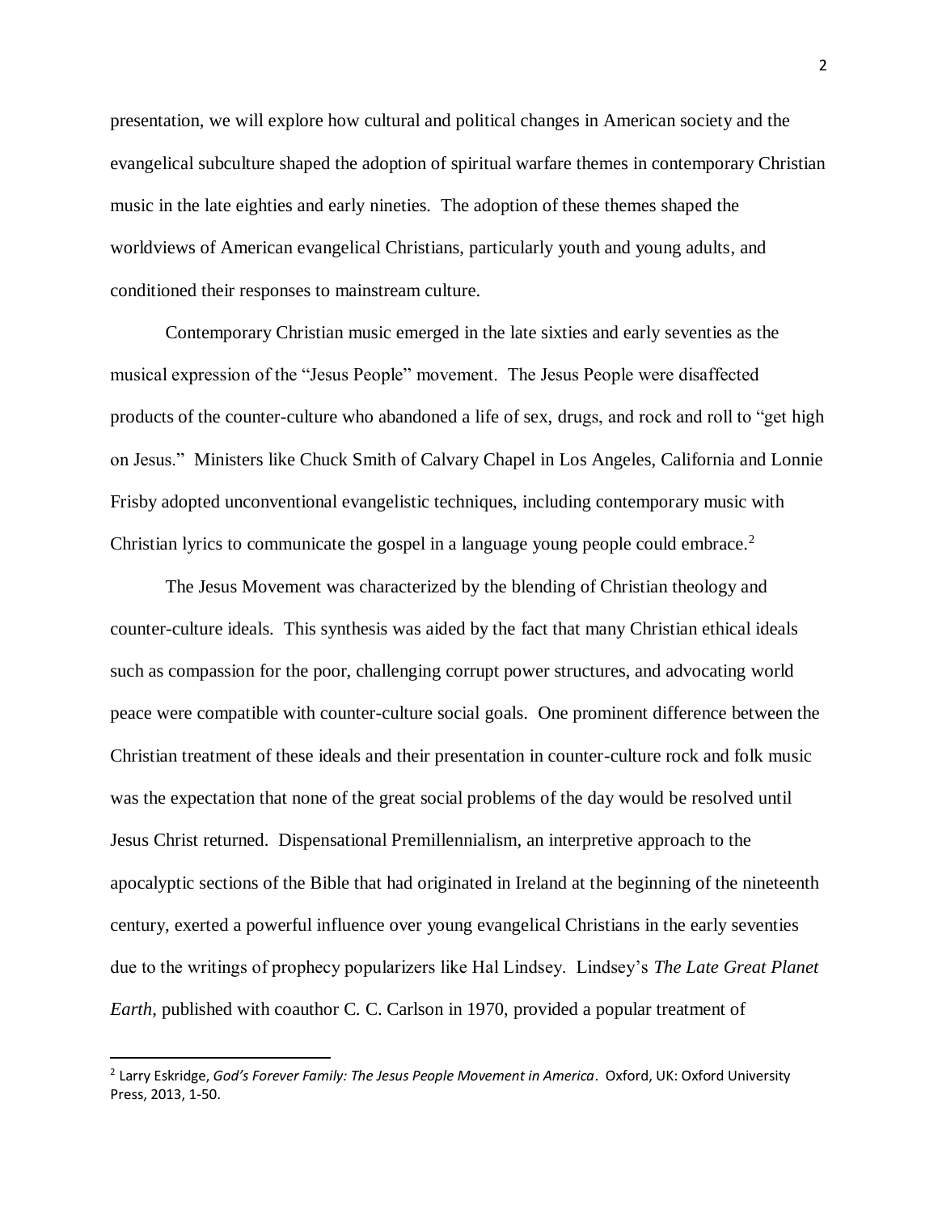presentation, we will explore how cultural and political changes in American society and the evangelical subculture shaped the adoption of spiritual warfare themes in contemporary Christian music in the late eighties and early nineties. The adoption of these themes shaped the worldviews of American evangelical Christians, particularly youth and young adults, and conditioned their responses to mainstream culture.

Contemporary Christian music emerged in the late sixties and early seventies as the musical expression of the "Jesus People" movement. The Jesus People were disaffected products of the counter-culture who abandoned a life of sex, drugs, and rock and roll to "get high on Jesus." Ministers like Chuck Smith of Calvary Chapel in Los Angeles, California and Lonnie Frisby adopted unconventional evangelistic techniques, including contemporary music with Christian lyrics to communicate the gospel in a language young people could embrace.[2]

The Jesus Movement was characterized by the blending of Christian theology and counter-culture ideals. This synthesis was aided by the fact that many Christian ethical ideals such as compassion for the poor, challenging corrupt power structures, and advocating world peace were compatible with counter-culture social goals. One prominent difference between the Christian treatment of these ideals and their presentation in counter-culture rock and folk music was the expectation that none of the great social problems of the day would be resolved until Jesus Christ returned. Dispensational Premillennialism, an interpretive approach to the apocalyptic sections of the Bible that had originated in Ireland at the beginning of the nineteenth century, exerted a powerful influence over young evangelical Christians in the early seventies due to the writings of prophecy popularizers like Hal Lindsey. Lindsey's *The Late Great Planet Earth*, published with coauthor C. C. Carlson in 1970, provided a popular treatment of

---

[2] Larry Eskridge, *God's Forever Family: The Jesus People Movement in America*. Oxford, UK: Oxford University Press, 2013, 1-50.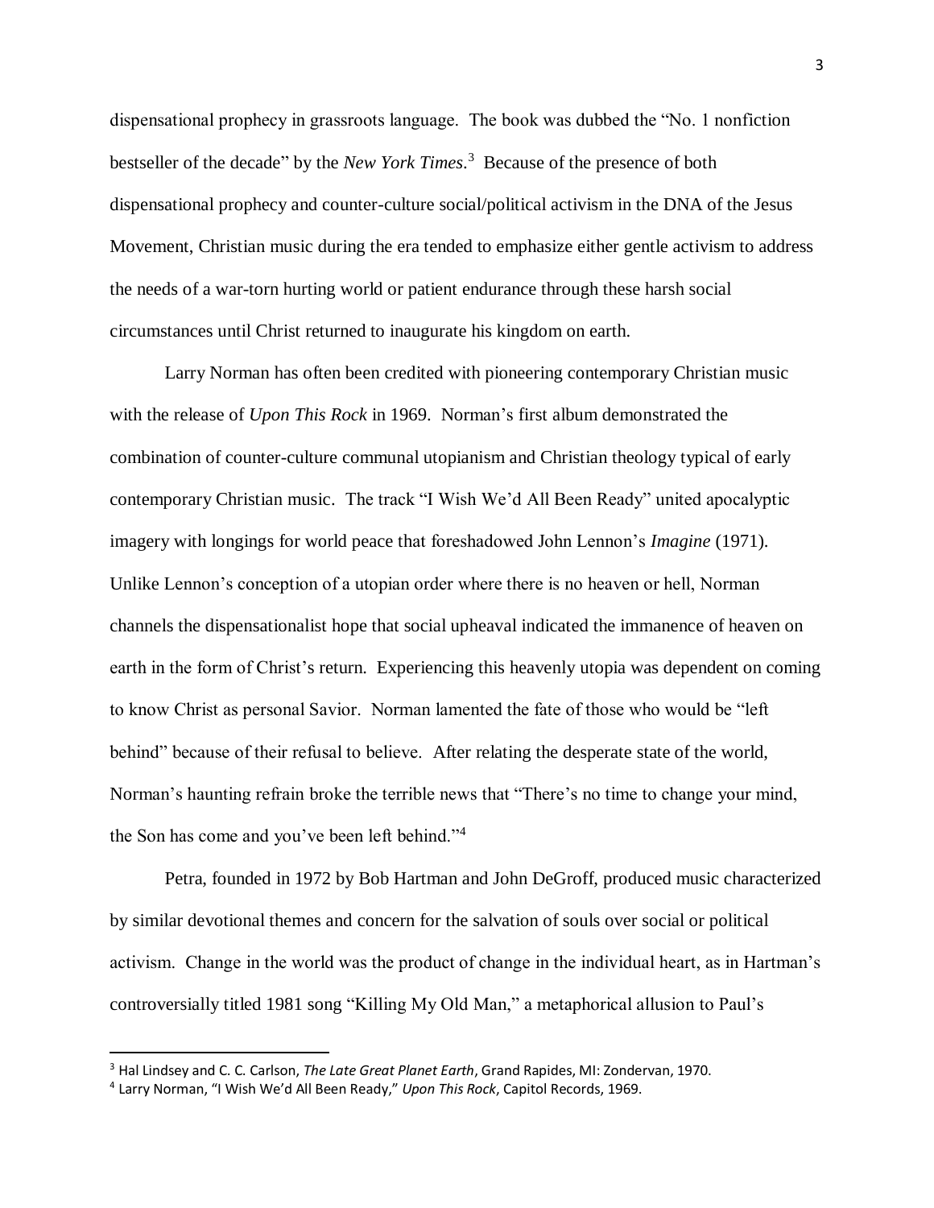dispensational prophecy in grassroots language. The book was dubbed the "No. 1 nonfiction bestseller of the decade" by the *New York Times*.[3] Because of the presence of both dispensational prophecy and counter-culture social/political activism in the DNA of the Jesus Movement, Christian music during the era tended to emphasize either gentle activism to address the needs of a war-torn hurting world or patient endurance through these harsh social circumstances until Christ returned to inaugurate his kingdom on earth.

Larry Norman has often been credited with pioneering contemporary Christian music with the release of *Upon This Rock* in 1969. Norman's first album demonstrated the combination of counter-culture communal utopianism and Christian theology typical of early contemporary Christian music. The track "I Wish We'd All Been Ready" united apocalyptic imagery with longings for world peace that foreshadowed John Lennon's *Imagine* (1971). Unlike Lennon's conception of a utopian order where there is no heaven or hell, Norman channels the dispensationalist hope that social upheaval indicated the immanence of heaven on earth in the form of Christ's return. Experiencing this heavenly utopia was dependent on coming to know Christ as personal Savior. Norman lamented the fate of those who would be "left behind" because of their refusal to believe. After relating the desperate state of the world, Norman's haunting refrain broke the terrible news that "There's no time to change your mind, the Son has come and you've been left behind."[4]

Petra, founded in 1972 by Bob Hartman and John DeGroff, produced music characterized by similar devotional themes and concern for the salvation of souls over social or political activism. Change in the world was the product of change in the individual heart, as in Hartman's controversially titled 1981 song "Killing My Old Man," a metaphorical allusion to Paul's

---

[3] Hal Lindsey and C. C. Carlson, *The Late Great Planet Earth*, Grand Rapids, MI: Zondervan, 1970.

[4] Larry Norman, "I Wish We'd All Been Ready," *Upon This Rock*, Capitol Records, 1969.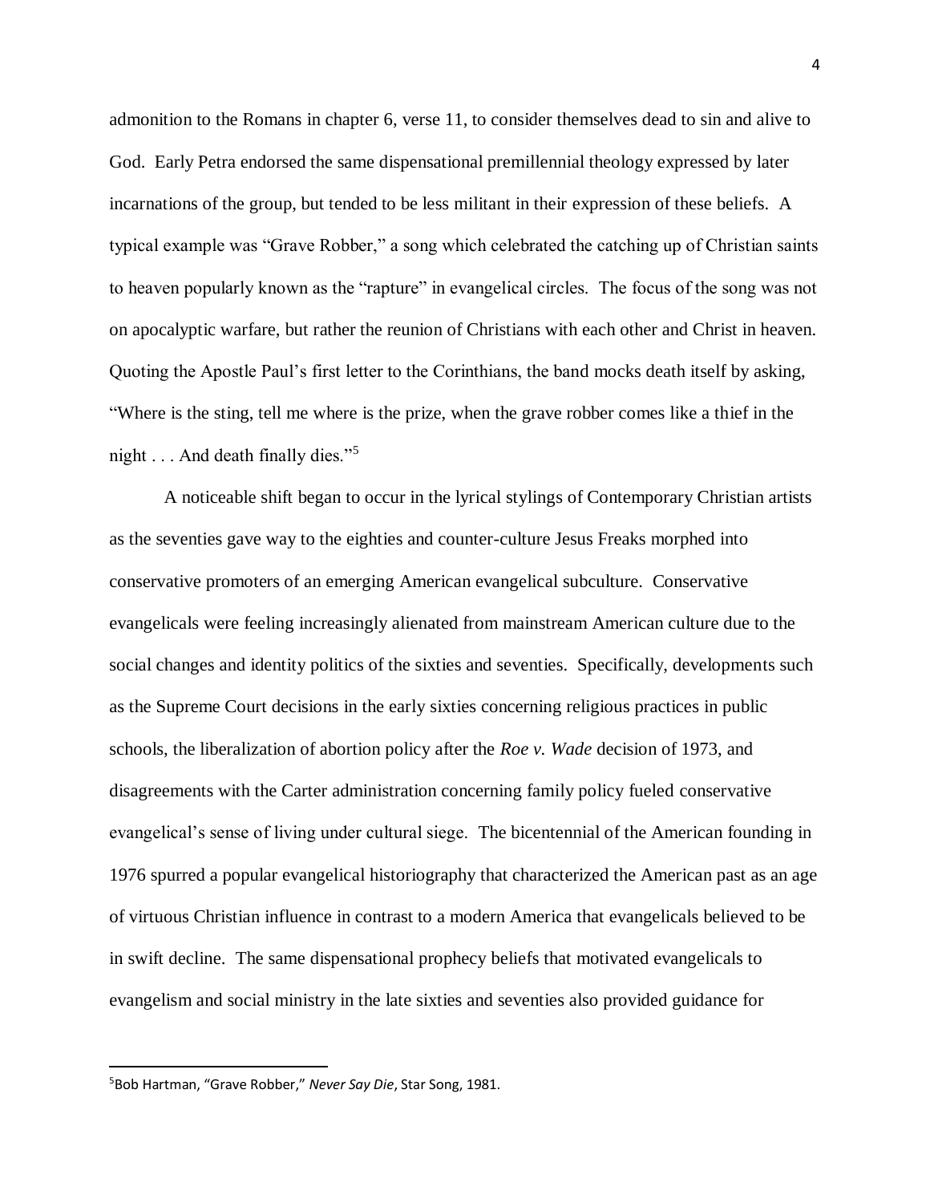admonition to the Romans in chapter 6, verse 11, to consider themselves dead to sin and alive to God. Early Petra endorsed the same dispensational premillennial theology expressed by later incarnations of the group, but tended to be less militant in their expression of these beliefs. A typical example was "Grave Robber," a song which celebrated the catching up of Christian saints to heaven popularly known as the "rapture" in evangelical circles. The focus of the song was not on apocalyptic warfare, but rather the reunion of Christians with each other and Christ in heaven. Quoting the Apostle Paul's first letter to the Corinthians, the band mocks death itself by asking, "Where is the sting, tell me where is the prize, when the grave robber comes like a thief in the night . . . And death finally dies."[5]

A noticeable shift began to occur in the lyrical stylings of Contemporary Christian artists as the seventies gave way to the eighties and counter-culture Jesus Freaks morphed into conservative promoters of an emerging American evangelical subculture. Conservative evangelicals were feeling increasingly alienated from mainstream American culture due to the social changes and identity politics of the sixties and seventies. Specifically, developments such as the Supreme Court decisions in the early sixties concerning religious practices in public schools, the liberalization of abortion policy after the *Roe v. Wade* decision of 1973, and disagreements with the Carter administration concerning family policy fueled conservative evangelical's sense of living under cultural siege. The bicentennial of the American founding in 1976 spurred a popular evangelical historiography that characterized the American past as an age of virtuous Christian influence in contrast to a modern America that evangelicals believed to be in swift decline. The same dispensational prophecy beliefs that motivated evangelicals to evangelism and social ministry in the late sixties and seventies also provided guidance for

---

[5] Bob Hartman, "Grave Robber," *Never Say Die*, Star Song, 1981.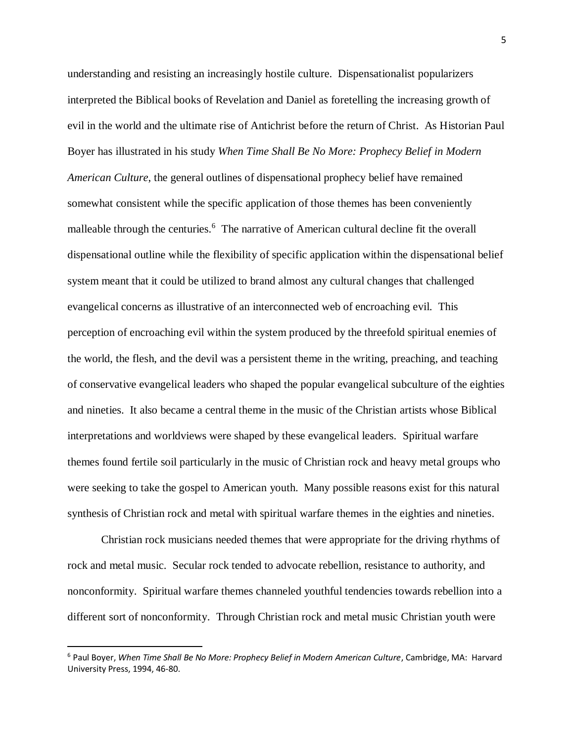understanding and resisting an increasingly hostile culture. Dispensationalist popularizers interpreted the Biblical books of Revelation and Daniel as foretelling the increasing growth of evil in the world and the ultimate rise of Antichrist before the return of Christ. As Historian Paul Boyer has illustrated in his study *When Time Shall Be No More: Prophecy Belief in Modern American Culture*, the general outlines of dispensational prophecy belief have remained somewhat consistent while the specific application of those themes has been conveniently malleable through the centuries.[6] The narrative of American cultural decline fit the overall dispensational outline while the flexibility of specific application within the dispensational belief system meant that it could be utilized to brand almost any cultural changes that challenged evangelical concerns as illustrative of an interconnected web of encroaching evil. This perception of encroaching evil within the system produced by the threefold spiritual enemies of the world, the flesh, and the devil was a persistent theme in the writing, preaching, and teaching of conservative evangelical leaders who shaped the popular evangelical subculture of the eighties and nineties. It also became a central theme in the music of the Christian artists whose Biblical interpretations and worldviews were shaped by these evangelical leaders. Spiritual warfare themes found fertile soil particularly in the music of Christian rock and heavy metal groups who were seeking to take the gospel to American youth. Many possible reasons exist for this natural synthesis of Christian rock and metal with spiritual warfare themes in the eighties and nineties.

Christian rock musicians needed themes that were appropriate for the driving rhythms of rock and metal music. Secular rock tended to advocate rebellion, resistance to authority, and nonconformity. Spiritual warfare themes channeled youthful tendencies towards rebellion into a different sort of nonconformity. Through Christian rock and metal music Christian youth were

[6] Paul Boyer, *When Time Shall Be No More: Prophecy Belief in Modern American Culture*, Cambridge, MA: Harvard University Press, 1994, 46-80.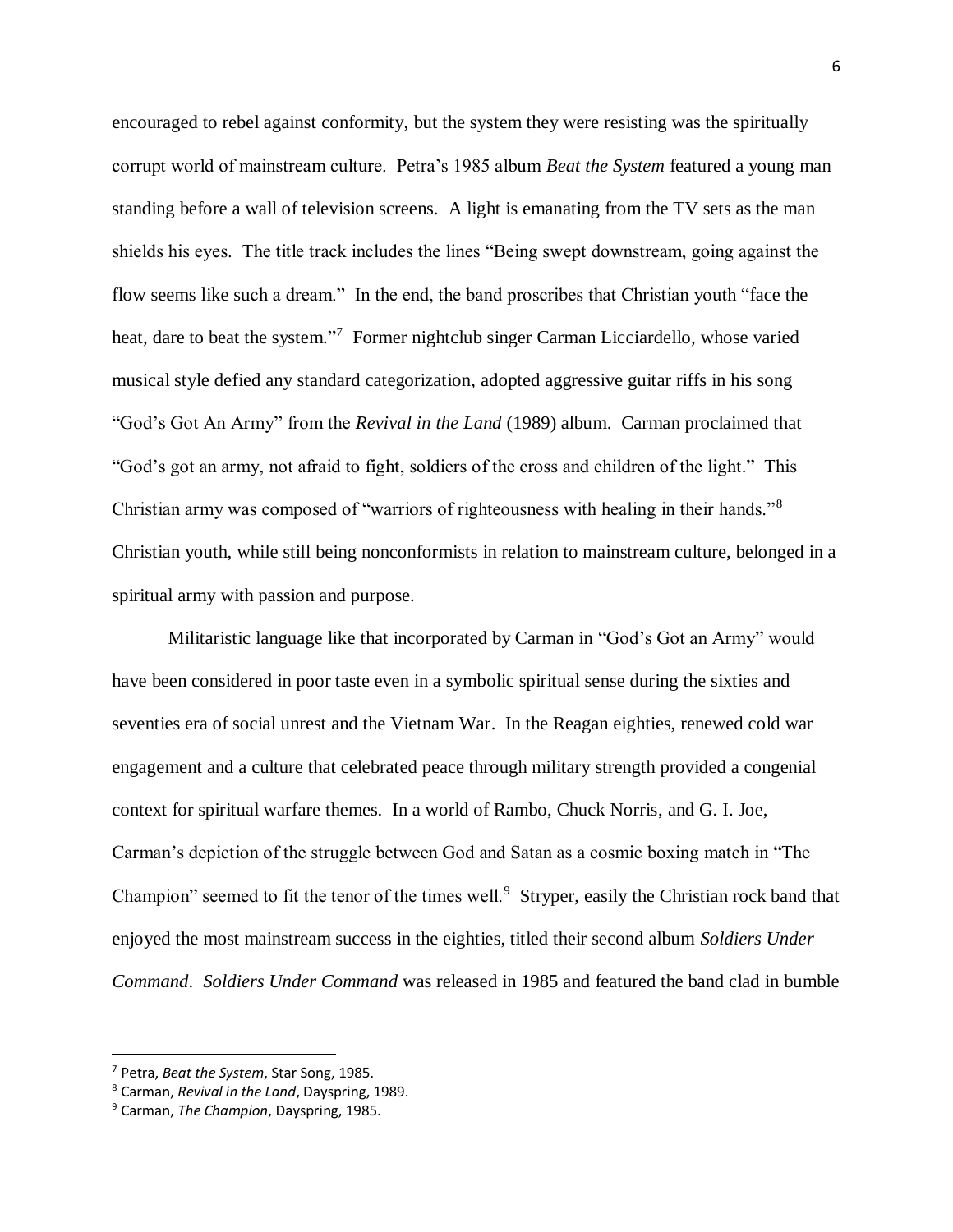encouraged to rebel against conformity, but the system they were resisting was the spiritually corrupt world of mainstream culture. Petra's 1985 album *Beat the System* featured a young man standing before a wall of television screens. A light is emanating from the TV sets as the man shields his eyes. The title track includes the lines "Being swept downstream, going against the flow seems like such a dream." In the end, the band proscribes that Christian youth "face the heat, dare to beat the system."[7] Former nightclub singer Carman Licciardello, whose varied musical style defied any standard categorization, adopted aggressive guitar riffs in his song "God's Got An Army" from the *Revival in the Land* (1989) album. Carman proclaimed that "God's got an army, not afraid to fight, soldiers of the cross and children of the light." This Christian army was composed of "warriors of righteousness with healing in their hands."[8] Christian youth, while still being nonconformists in relation to mainstream culture, belonged in a spiritual army with passion and purpose.

Militaristic language like that incorporated by Carman in "God's Got an Army" would have been considered in poor taste even in a symbolic spiritual sense during the sixties and seventies era of social unrest and the Vietnam War. In the Reagan eighties, renewed cold war engagement and a culture that celebrated peace through military strength provided a congenial context for spiritual warfare themes. In a world of Rambo, Chuck Norris, and G. I. Joe, Carman's depiction of the struggle between God and Satan as a cosmic boxing match in "The Champion" seemed to fit the tenor of the times well.[9] Stryper, easily the Christian rock band that enjoyed the most mainstream success in the eighties, titled their second album *Soldiers Under Command*. *Soldiers Under Command* was released in 1985 and featured the band clad in bumble

---

[7] Petra, *Beat the System*, Star Song, 1985.

[8] Carman, *Revival in the Land*, Dayspring, 1989.

[9] Carman, *The Champion*, Dayspring, 1985.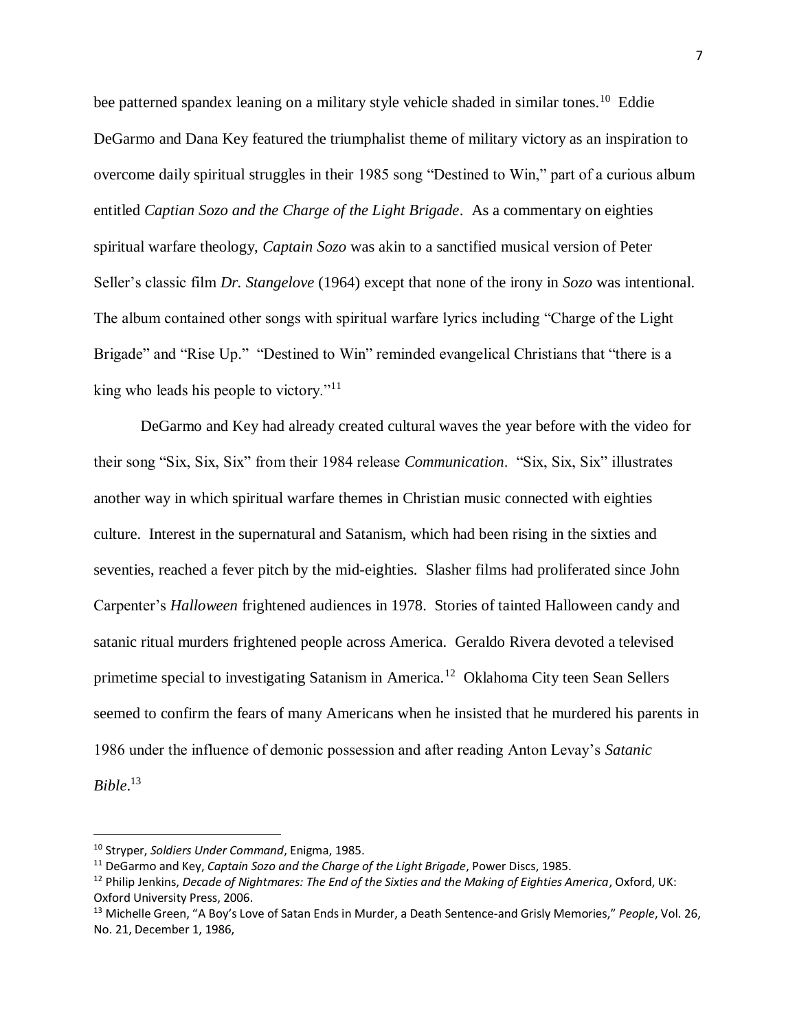bee patterned spandex leaning on a military style vehicle shaded in similar tones.[10] Eddie DeGarmo and Dana Key featured the triumphalist theme of military victory as an inspiration to overcome daily spiritual struggles in their 1985 song "Destined to Win," part of a curious album entitled *Captian Sozo and the Charge of the Light Brigade*. As a commentary on eighties spiritual warfare theology, *Captain Sozo* was akin to a sanctified musical version of Peter Seller's classic film *Dr. Stangelove* (1964) except that none of the irony in *Sozo* was intentional. The album contained other songs with spiritual warfare lyrics including "Charge of the Light Brigade" and "Rise Up." "Destined to Win" reminded evangelical Christians that "there is a king who leads his people to victory."[11]

DeGarmo and Key had already created cultural waves the year before with the video for their song "Six, Six, Six" from their 1984 release *Communication*. "Six, Six, Six" illustrates another way in which spiritual warfare themes in Christian music connected with eighties culture. Interest in the supernatural and Satanism, which had been rising in the sixties and seventies, reached a fever pitch by the mid-eighties. Slasher films had proliferated since John Carpenter's *Halloween* frightened audiences in 1978. Stories of tainted Halloween candy and satanic ritual murders frightened people across America. Geraldo Rivera devoted a televised primetime special to investigating Satanism in America.[12] Oklahoma City teen Sean Sellers seemed to confirm the fears of many Americans when he insisted that he murdered his parents in 1986 under the influence of demonic possession and after reading Anton Levay's *Satanic Bible*.[13]

---

[10] Stryper, *Soldiers Under Command*, Enigma, 1985.

[11] DeGarmo and Key, *Captain Sozo and the Charge of the Light Brigade*, Power Discs, 1985.

[12] Philip Jenkins, *Decade of Nightmares: The End of the Sixties and the Making of Eighties America*, Oxford, UK: Oxford University Press, 2006.

[13] Michelle Green, "A Boy's Love of Satan Ends in Murder, a Death Sentence-and Grisly Memories," *People*, Vol. 26, No. 21, December 1, 1986,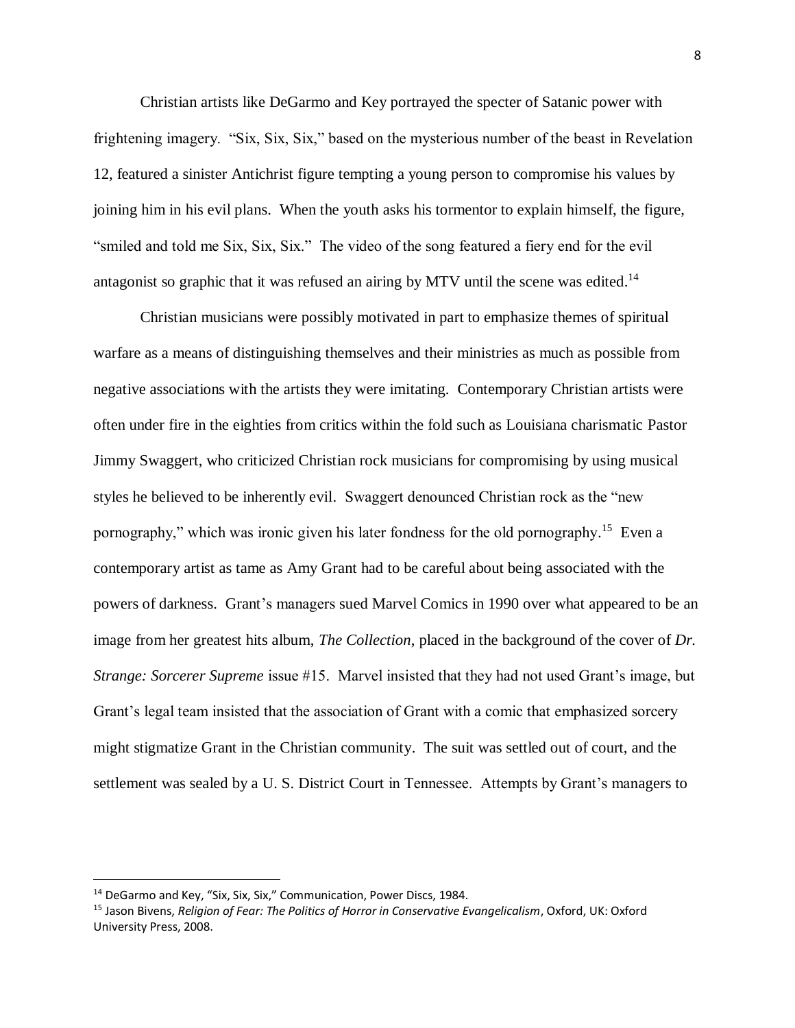Christian artists like DeGarmo and Key portrayed the specter of Satanic power with frightening imagery. "Six, Six, Six," based on the mysterious number of the beast in Revelation 12, featured a sinister Antichrist figure tempting a young person to compromise his values by joining him in his evil plans. When the youth asks his tormentor to explain himself, the figure, "smiled and told me Six, Six, Six." The video of the song featured a fiery end for the evil antagonist so graphic that it was refused an airing by MTV until the scene was edited.[14]

Christian musicians were possibly motivated in part to emphasize themes of spiritual warfare as a means of distinguishing themselves and their ministries as much as possible from negative associations with the artists they were imitating. Contemporary Christian artists were often under fire in the eighties from critics within the fold such as Louisiana charismatic Pastor Jimmy Swaggert, who criticized Christian rock musicians for compromising by using musical styles he believed to be inherently evil. Swaggert denounced Christian rock as the "new pornography," which was ironic given his later fondness for the old pornography.[15] Even a contemporary artist as tame as Amy Grant had to be careful about being associated with the powers of darkness. Grant's managers sued Marvel Comics in 1990 over what appeared to be an image from her greatest hits album, *The Collection*, placed in the background of the cover of *Dr. Strange: Sorcerer Supreme* issue #15. Marvel insisted that they had not used Grant's image, but Grant's legal team insisted that the association of Grant with a comic that emphasized sorcery might stigmatize Grant in the Christian community. The suit was settled out of court, and the settlement was sealed by a U. S. District Court in Tennessee. Attempts by Grant's managers to

---

[14] DeGarmo and Key, "Six, Six, Six," Communication, Power Discs, 1984.

[15] Jason Bivens, *Religion of Fear: The Politics of Horror in Conservative Evangelicalism*, Oxford, UK: Oxford University Press, 2008.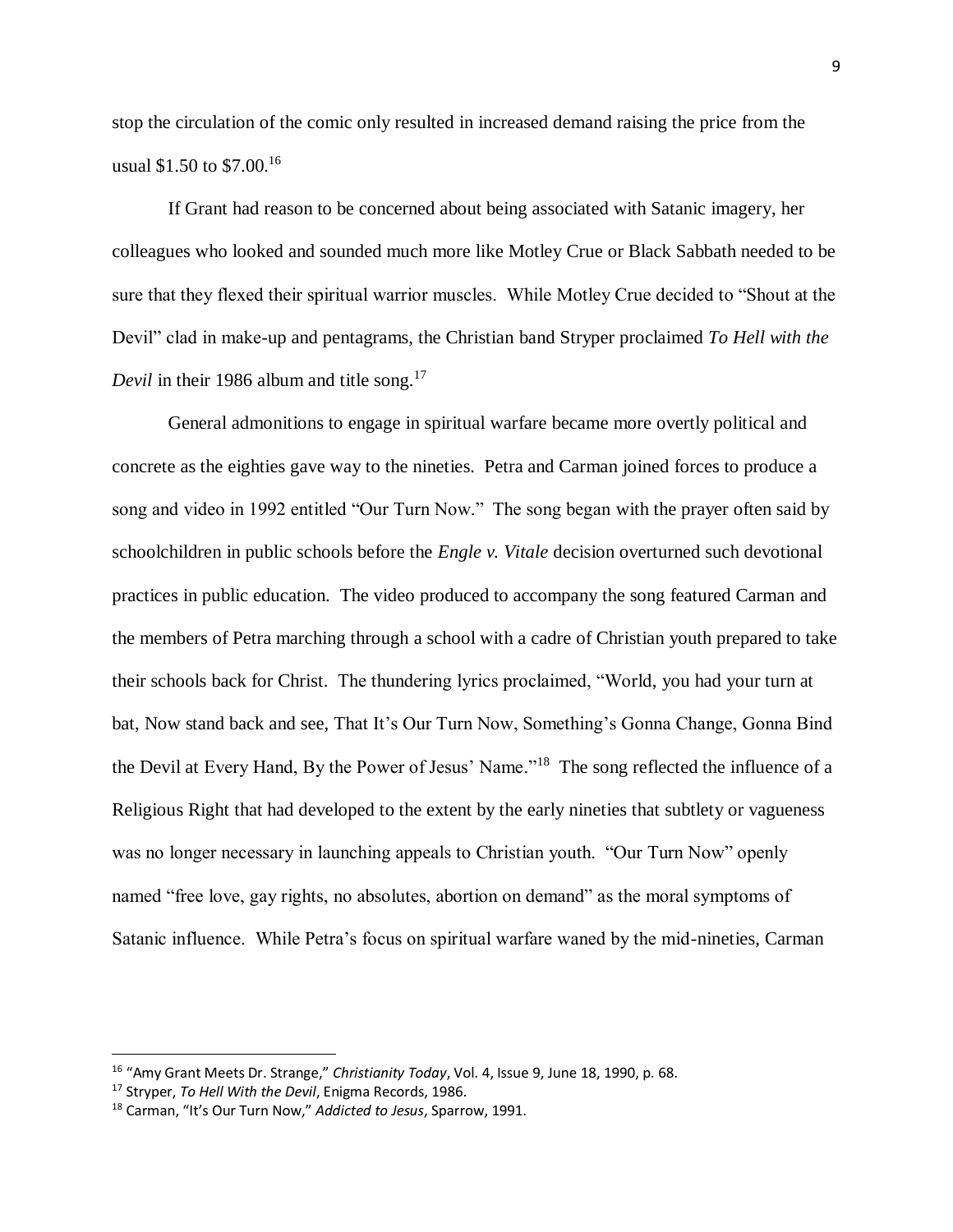stop the circulation of the comic only resulted in increased demand raising the price from the usual $1.50 to $7.00.[16]

If Grant had reason to be concerned about being associated with Satanic imagery, her colleagues who looked and sounded much more like Motley Crue or Black Sabbath needed to be sure that they flexed their spiritual warrior muscles. While Motley Crue decided to "Shout at the Devil" clad in make-up and pentagrams, the Christian band Stryper proclaimed *To Hell with the Devil* in their 1986 album and title song.[17]

General admonitions to engage in spiritual warfare became more overtly political and concrete as the eighties gave way to the nineties. Petra and Carman joined forces to produce a song and video in 1992 entitled "Our Turn Now." The song began with the prayer often said by schoolchildren in public schools before the *Engle v. Vitale* decision overturned such devotional practices in public education. The video produced to accompany the song featured Carman and the members of Petra marching through a school with a cadre of Christian youth prepared to take their schools back for Christ. The thundering lyrics proclaimed, "World, you had your turn at bat, Now stand back and see, That It's Our Turn Now, Something's Gonna Change, Gonna Bind the Devil at Every Hand, By the Power of Jesus' Name."[18] The song reflected the influence of a Religious Right that had developed to the extent by the early nineties that subtlety or vagueness was no longer necessary in launching appeals to Christian youth. "Our Turn Now" openly named "free love, gay rights, no absolutes, abortion on demand" as the moral symptoms of Satanic influence. While Petra's focus on spiritual warfare waned by the mid-nineties, Carman

---

[16] "Amy Grant Meets Dr. Strange," *Christianity Today*, Vol. 4, Issue 9, June 18, 1990, p. 68.

[17] Stryper, *To Hell With the Devil*, Enigma Records, 1986.

[18] Carman, "It's Our Turn Now," *Addicted to Jesus*, Sparrow, 1991.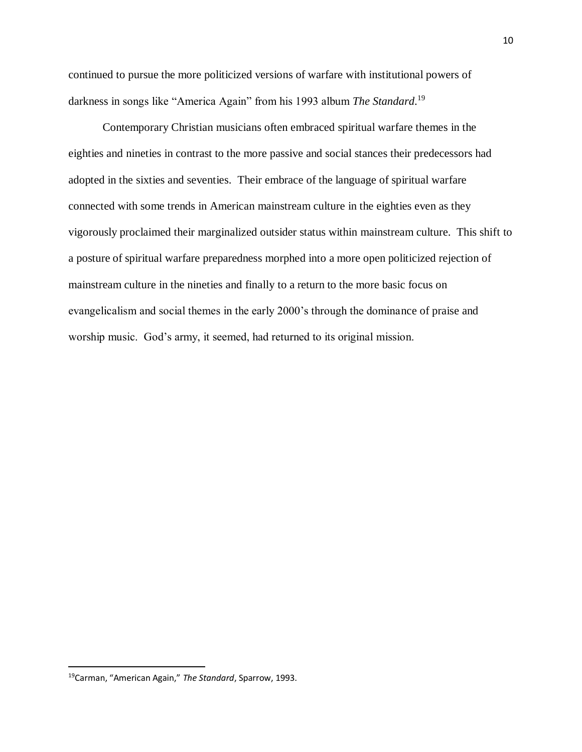continued to pursue the more politicized versions of warfare with institutional powers of darkness in songs like "America Again" from his 1993 album *The Standard*.[19]

Contemporary Christian musicians often embraced spiritual warfare themes in the eighties and nineties in contrast to the more passive and social stances their predecessors had adopted in the sixties and seventies. Their embrace of the language of spiritual warfare connected with some trends in American mainstream culture in the eighties even as they vigorously proclaimed their marginalized outsider status within mainstream culture. This shift to a posture of spiritual warfare preparedness morphed into a more open politicized rejection of mainstream culture in the nineties and finally to a return to the more basic focus on evangelicalism and social themes in the early 2000's through the dominance of praise and worship music. God's army, it seemed, had returned to its original mission.

---

[19]Carman, "American Again," *The Standard*, Sparrow, 1993.